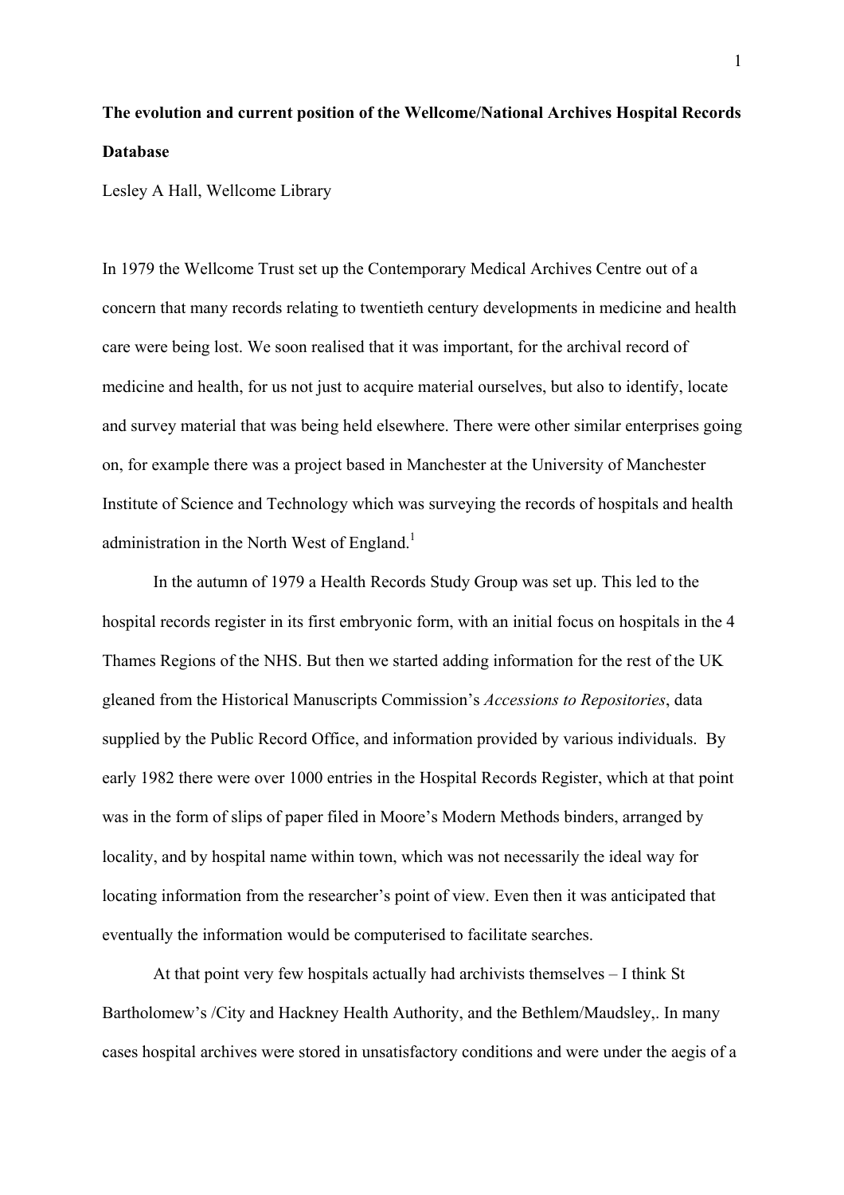**The evolution and current position of the Wellcome/National Archives Hospital Records Database**

Lesley A Hall, Wellcome Library

In 1979 the Wellcome Trust set up the Contemporary Medical Archives Centre out of a concern that many records relating to twentieth century developments in medicine and health care were being lost. We soon realised that it was important, for the archival record of medicine and health, for us not just to acquire material ourselves, but also to identify, locate and survey material that was being held elsewhere. There were other similar enterprises going on, for example there was a project based in Manchester at the University of Manchester Institute of Science and Technology which was surveying the records of hospitals and health administration in the North West of England.[1]

In the autumn of 1979 a Health Records Study Group was set up. This led to the hospital records register in its first embryonic form, with an initial focus on hospitals in the 4 Thames Regions of the NHS. But then we started adding information for the rest of the UK gleaned from the Historical Manuscripts Commission's *Accessions to Repositories*, data supplied by the Public Record Office, and information provided by various individuals. By early 1982 there were over 1000 entries in the Hospital Records Register, which at that point was in the form of slips of paper filed in Moore's Modern Methods binders, arranged by locality, and by hospital name within town, which was not necessarily the ideal way for locating information from the researcher's point of view. Even then it was anticipated that eventually the information would be computerised to facilitate searches.

At that point very few hospitals actually had archivists themselves – I think St Bartholomew's /City and Hackney Health Authority, and the Bethlem/Maudsley,. In many cases hospital archives were stored in unsatisfactory conditions and were under the aegis of a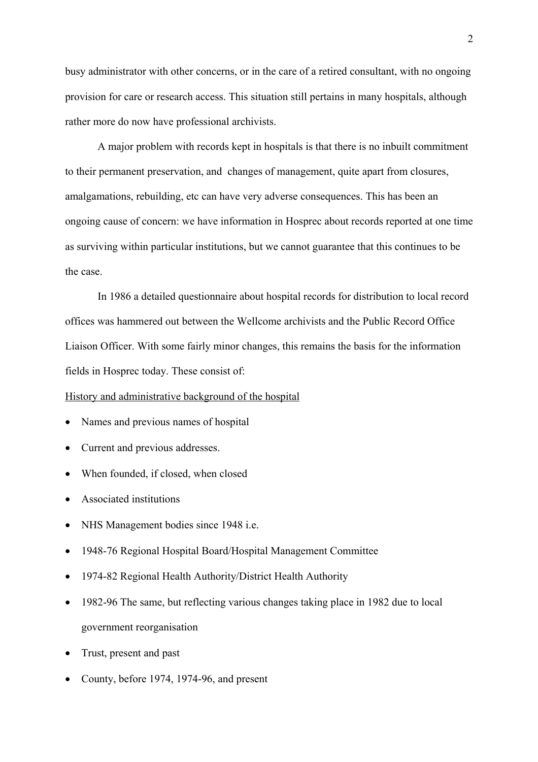busy administrator with other concerns, or in the care of a retired consultant, with no ongoing provision for care or research access. This situation still pertains in many hospitals, although rather more do now have professional archivists.

A major problem with records kept in hospitals is that there is no inbuilt commitment to their permanent preservation, and changes of management, quite apart from closures, amalgamations, rebuilding, etc can have very adverse consequences. This has been an ongoing cause of concern: we have information in Hosprec about records reported at one time as surviving within particular institutions, but we cannot guarantee that this continues to be the case.

In 1986 a detailed questionnaire about hospital records for distribution to local record offices was hammered out between the Wellcome archivists and the Public Record Office Liaison Officer. With some fairly minor changes, this remains the basis for the information fields in Hosprec today. These consist of:

<u>History and administrative background of the hospital</u>

- Names and previous names of hospital
- Current and previous addresses.
- When founded, if closed, when closed
- Associated institutions
- NHS Management bodies since 1948 i.e.
- 1948-76 Regional Hospital Board/Hospital Management Committee
- 1974-82 Regional Health Authority/District Health Authority
- 1982-96 The same, but reflecting various changes taking place in 1982 due to local government reorganisation
- Trust, present and past
- County, before 1974, 1974-96, and present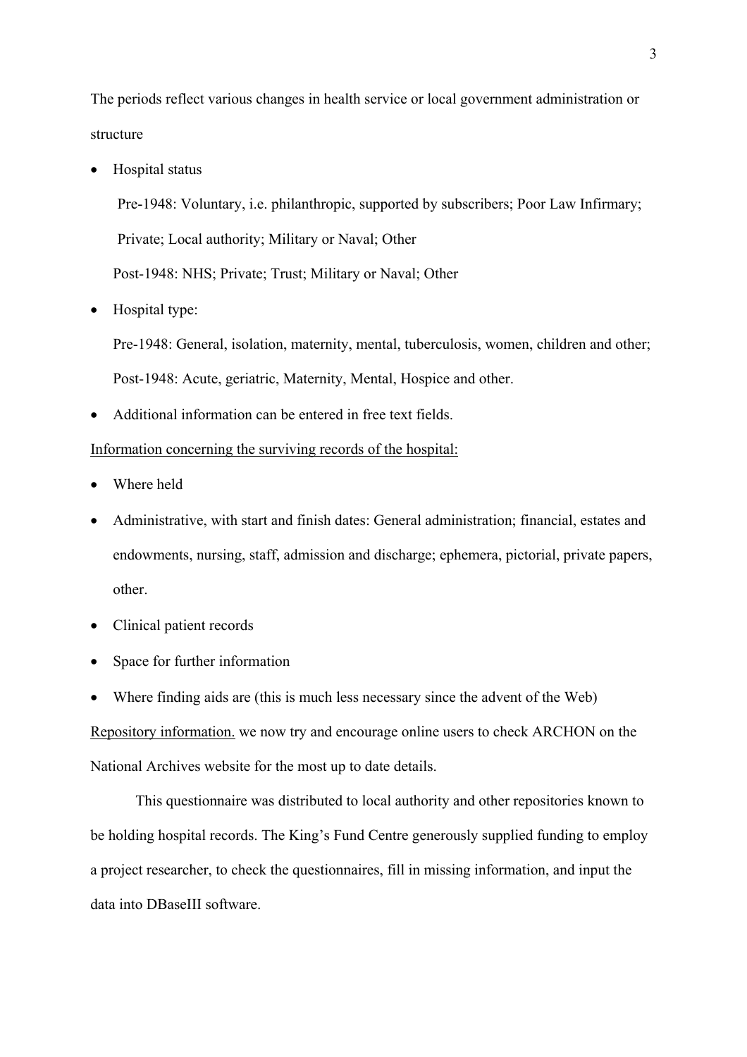The periods reflect various changes in health service or local government administration or structure

- Hospital status

  Pre-1948: Voluntary, i.e. philanthropic, supported by subscribers; Poor Law Infirmary; Private; Local authority; Military or Naval; Other

  Post-1948: NHS; Private; Trust; Military or Naval; Other

- Hospital type:

  Pre-1948: General, isolation, maternity, mental, tuberculosis, women, children and other;

  Post-1948: Acute, geriatric, Maternity, Mental, Hospice and other.

- Additional information can be entered in free text fields.

<u>Information concerning the surviving records of the hospital:</u>

- Where held
- Administrative, with start and finish dates: General administration; financial, estates and endowments, nursing, staff, admission and discharge; ephemera, pictorial, private papers, other.
- Clinical patient records
- Space for further information
- Where finding aids are (this is much less necessary since the advent of the Web)

<u>Repository information.</u> we now try and encourage online users to check ARCHON on the National Archives website for the most up to date details.

This questionnaire was distributed to local authority and other repositories known to be holding hospital records. The King's Fund Centre generously supplied funding to employ a project researcher, to check the questionnaires, fill in missing information, and input the data into DBaseIII software.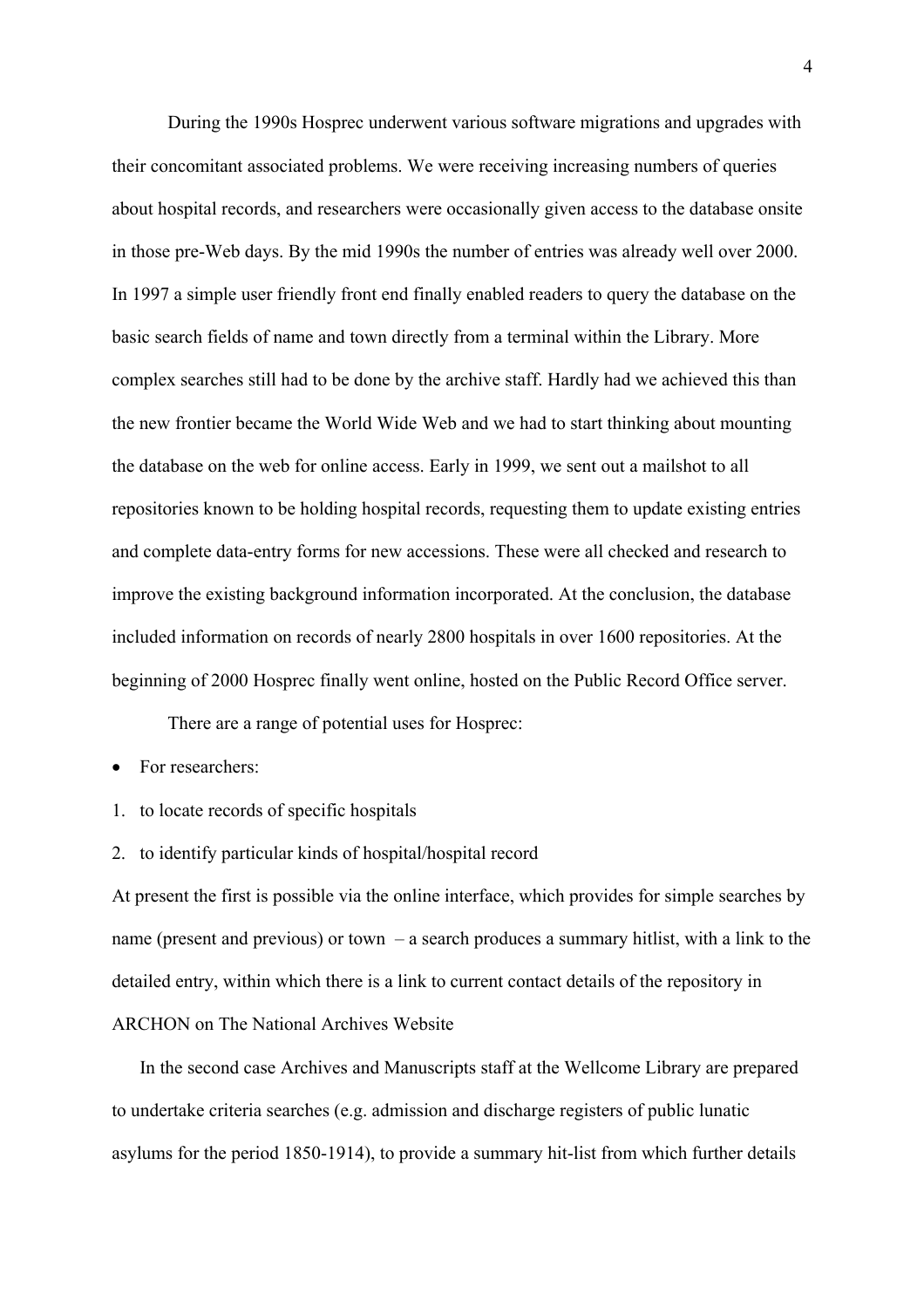During the 1990s Hosprec underwent various software migrations and upgrades with their concomitant associated problems. We were receiving increasing numbers of queries about hospital records, and researchers were occasionally given access to the database onsite in those pre-Web days. By the mid 1990s the number of entries was already well over 2000. In 1997 a simple user friendly front end finally enabled readers to query the database on the basic search fields of name and town directly from a terminal within the Library. More complex searches still had to be done by the archive staff. Hardly had we achieved this than the new frontier became the World Wide Web and we had to start thinking about mounting the database on the web for online access. Early in 1999, we sent out a mailshot to all repositories known to be holding hospital records, requesting them to update existing entries and complete data-entry forms for new accessions. These were all checked and research to improve the existing background information incorporated. At the conclusion, the database included information on records of nearly 2800 hospitals in over 1600 repositories. At the beginning of 2000 Hosprec finally went online, hosted on the Public Record Office server.

There are a range of potential uses for Hosprec:

- For researchers:

1. to locate records of specific hospitals
2. to identify particular kinds of hospital/hospital record

At present the first is possible via the online interface, which provides for simple searches by name (present and previous) or town – a search produces a summary hitlist, with a link to the detailed entry, within which there is a link to current contact details of the repository in ARCHON on The National Archives Website

In the second case Archives and Manuscripts staff at the Wellcome Library are prepared to undertake criteria searches (e.g. admission and discharge registers of public lunatic asylums for the period 1850-1914), to provide a summary hit-list from which further details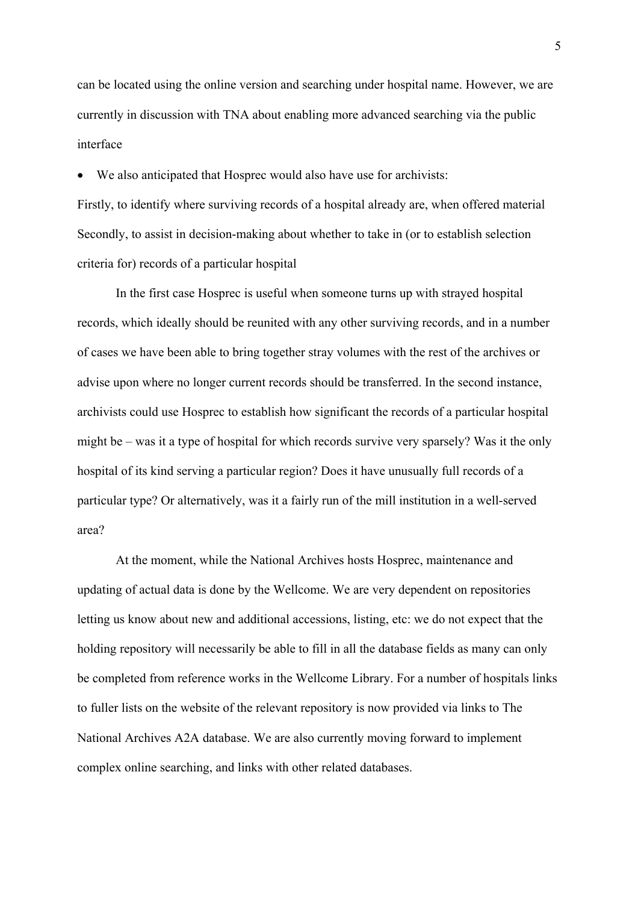can be located using the online version and searching under hospital name. However, we are currently in discussion with TNA about enabling more advanced searching via the public interface

- We also anticipated that Hosprec would also have use for archivists:

Firstly, to identify where surviving records of a hospital already are, when offered material
Secondly, to assist in decision-making about whether to take in (or to establish selection criteria for) records of a particular hospital

In the first case Hosprec is useful when someone turns up with strayed hospital records, which ideally should be reunited with any other surviving records, and in a number of cases we have been able to bring together stray volumes with the rest of the archives or advise upon where no longer current records should be transferred. In the second instance, archivists could use Hosprec to establish how significant the records of a particular hospital might be – was it a type of hospital for which records survive very sparsely? Was it the only hospital of its kind serving a particular region? Does it have unusually full records of a particular type? Or alternatively, was it a fairly run of the mill institution in a well-served area?

At the moment, while the National Archives hosts Hosprec, maintenance and updating of actual data is done by the Wellcome. We are very dependent on repositories letting us know about new and additional accessions, listing, etc: we do not expect that the holding repository will necessarily be able to fill in all the database fields as many can only be completed from reference works in the Wellcome Library. For a number of hospitals links to fuller lists on the website of the relevant repository is now provided via links to The National Archives A2A database. We are also currently moving forward to implement complex online searching, and links with other related databases.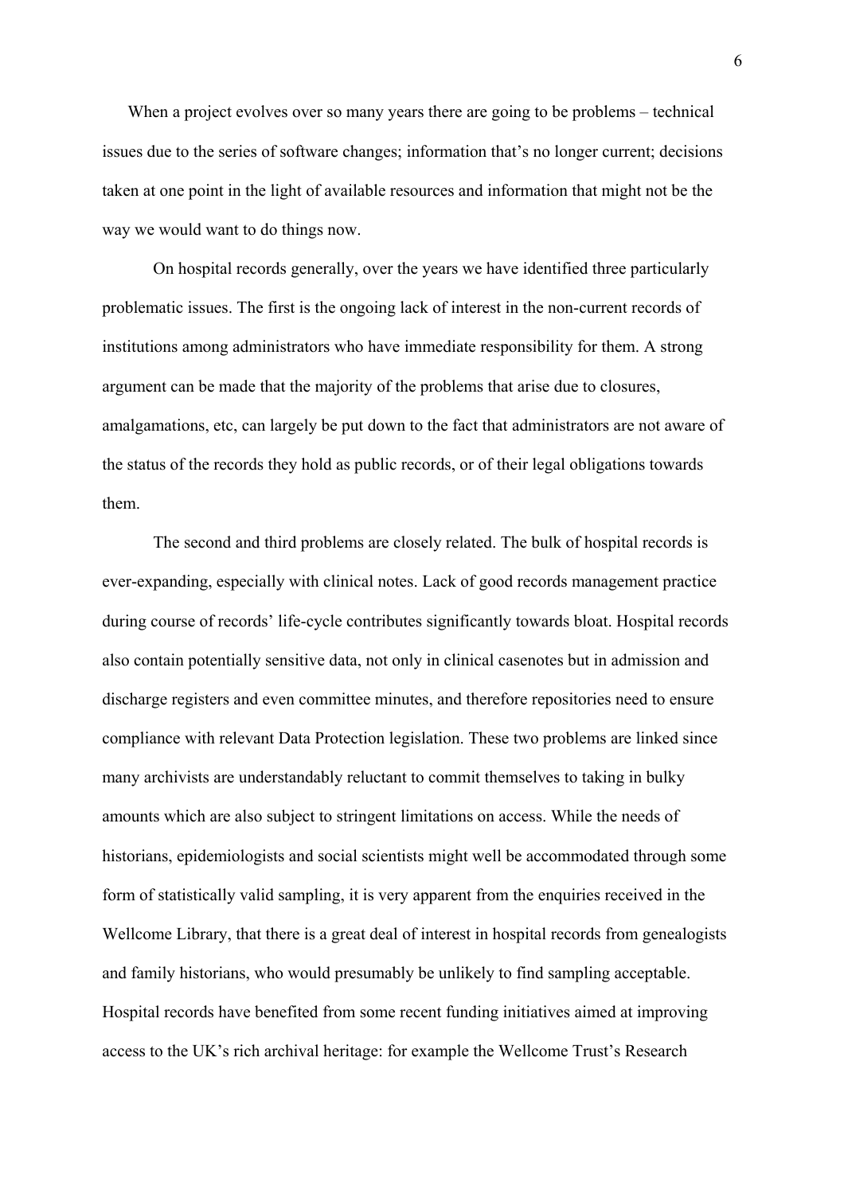When a project evolves over so many years there are going to be problems – technical issues due to the series of software changes; information that's no longer current; decisions taken at one point in the light of available resources and information that might not be the way we would want to do things now.

On hospital records generally, over the years we have identified three particularly problematic issues. The first is the ongoing lack of interest in the non-current records of institutions among administrators who have immediate responsibility for them. A strong argument can be made that the majority of the problems that arise due to closures, amalgamations, etc, can largely be put down to the fact that administrators are not aware of the status of the records they hold as public records, or of their legal obligations towards them.

The second and third problems are closely related. The bulk of hospital records is ever-expanding, especially with clinical notes. Lack of good records management practice during course of records' life-cycle contributes significantly towards bloat. Hospital records also contain potentially sensitive data, not only in clinical casenotes but in admission and discharge registers and even committee minutes, and therefore repositories need to ensure compliance with relevant Data Protection legislation. These two problems are linked since many archivists are understandably reluctant to commit themselves to taking in bulky amounts which are also subject to stringent limitations on access. While the needs of historians, epidemiologists and social scientists might well be accommodated through some form of statistically valid sampling, it is very apparent from the enquiries received in the Wellcome Library, that there is a great deal of interest in hospital records from genealogists and family historians, who would presumably be unlikely to find sampling acceptable. Hospital records have benefited from some recent funding initiatives aimed at improving access to the UK's rich archival heritage: for example the Wellcome Trust's Research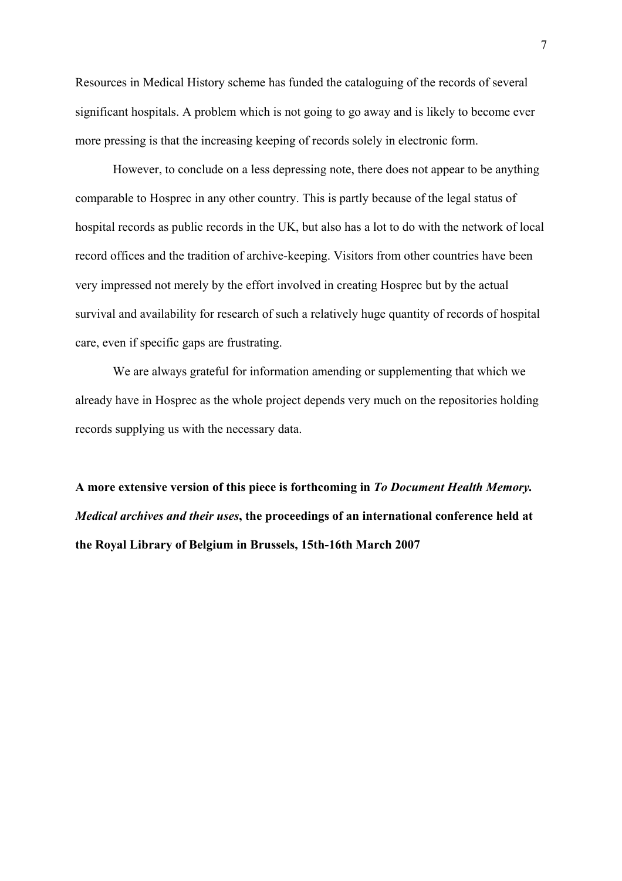Resources in Medical History scheme has funded the cataloguing of the records of several significant hospitals. A problem which is not going to go away and is likely to become ever more pressing is that the increasing keeping of records solely in electronic form.

However, to conclude on a less depressing note, there does not appear to be anything comparable to Hosprec in any other country. This is partly because of the legal status of hospital records as public records in the UK, but also has a lot to do with the network of local record offices and the tradition of archive-keeping. Visitors from other countries have been very impressed not merely by the effort involved in creating Hosprec but by the actual survival and availability for research of such a relatively huge quantity of records of hospital care, even if specific gaps are frustrating.

We are always grateful for information amending or supplementing that which we already have in Hosprec as the whole project depends very much on the repositories holding records supplying us with the necessary data.

**A more extensive version of this piece is forthcoming in *To Document Health Memory. Medical archives and their uses*, the proceedings of an international conference held at the Royal Library of Belgium in Brussels, 15th-16th March 2007**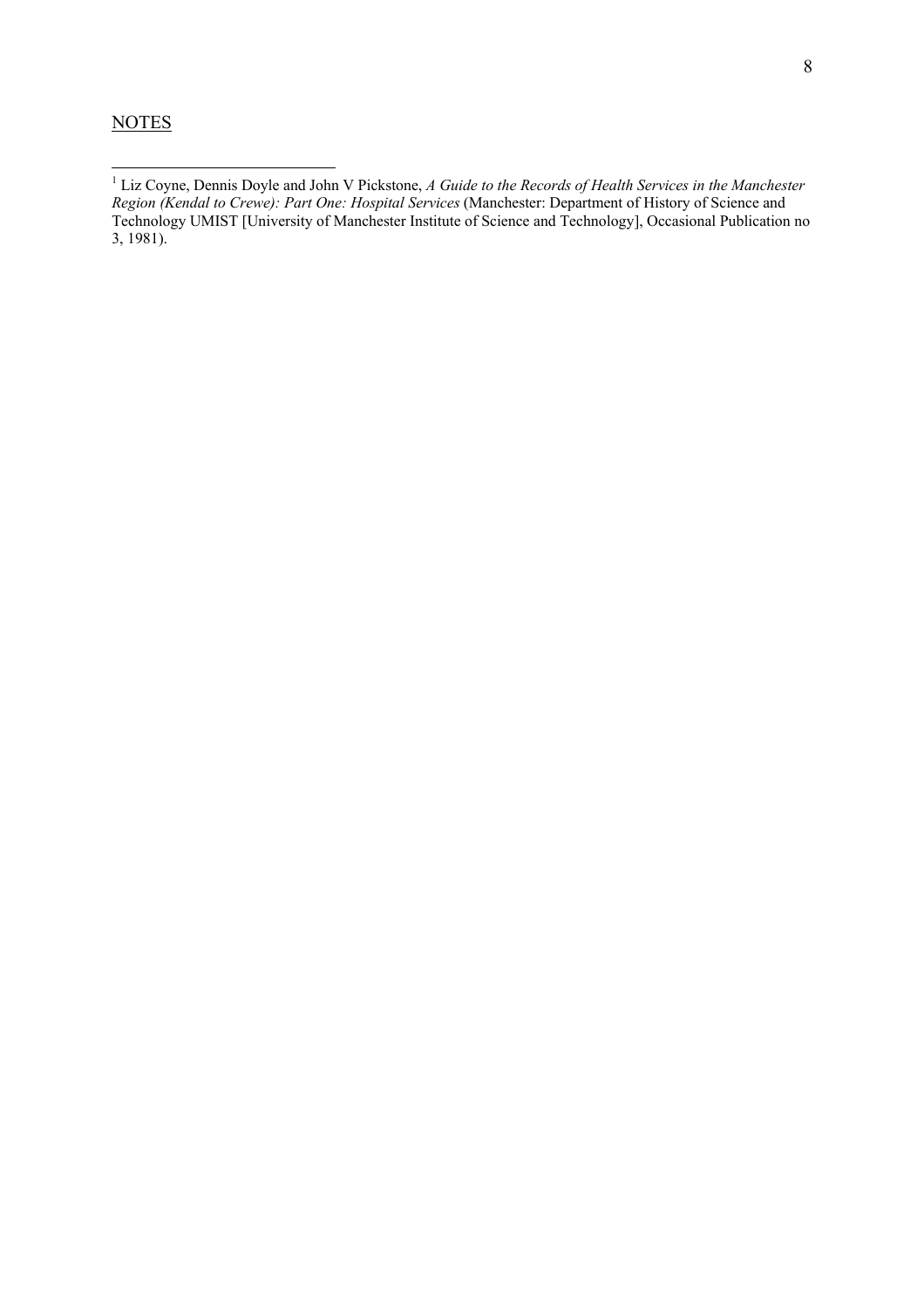NOTES

[1] Liz Coyne, Dennis Doyle and John V Pickstone, *A Guide to the Records of Health Services in the Manchester Region (Kendal to Crewe): Part One: Hospital Services* (Manchester: Department of History of Science and Technology UMIST [University of Manchester Institute of Science and Technology], Occasional Publication no 3, 1981).